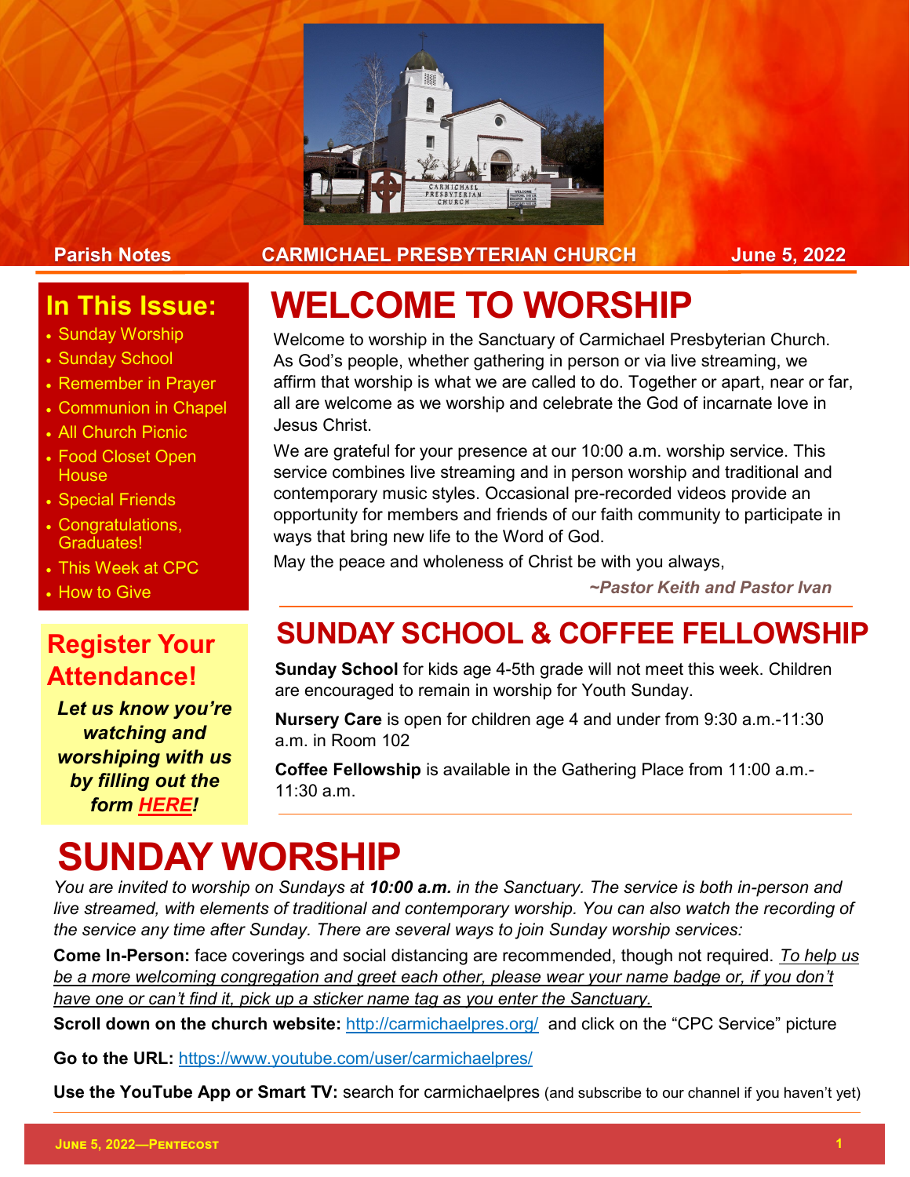Parish Notes CARMICHAEL PRESBYTERIAN CHURCH June 5, 2022

## In This Issue:

- Sunday Worship
- Sunday School
- Remember in Prayer
- Communion in Chapel
- All Church Picnic
- Food Closet Open House
- Special Friends
- Congratulations, Graduates!
- This Week at CPC
- How to Give

## Register Your Attendance!

***Let us know you're watching and worshiping with us by filling out the form HERE!***

# WELCOME TO WORSHIP

Welcome to worship in the Sanctuary of Carmichael Presbyterian Church. As God's people, whether gathering in person or via live streaming, we affirm that worship is what we are called to do. Together or apart, near or far, all are welcome as we worship and celebrate the God of incarnate love in Jesus Christ.

We are grateful for your presence at our 10:00 a.m. worship service. This service combines live streaming and in person worship and traditional and contemporary music styles. Occasional pre-recorded videos provide an opportunity for members and friends of our faith community to participate in ways that bring new life to the Word of God.

May the peace and wholeness of Christ be with you always,

***~Pastor Keith and Pastor Ivan***

## SUNDAY SCHOOL & COFFEE FELLOWSHIP

**Sunday School** for kids age 4-5th grade will not meet this week. Children are encouraged to remain in worship for Youth Sunday.

**Nursery Care** is open for children age 4 and under from 9:30 a.m.-11:30 a.m. in Room 102

**Coffee Fellowship** is available in the Gathering Place from 11:00 a.m.-11:30 a.m.

# SUNDAY WORSHIP

*You are invited to worship on Sundays at **10:00 a.m.** in the Sanctuary. The service is both in-person and live streamed, with elements of traditional and contemporary worship. You can also watch the recording of the service any time after Sunday. There are several ways to join Sunday worship services:*

**Come In-Person:** face coverings and social distancing are recommended, though not required. *To help us be a more welcoming congregation and greet each other, please wear your name badge or, if you don't have one or can't find it, pick up a sticker name tag as you enter the Sanctuary.*

**Scroll down on the church website:** http://carmichaelpres.org/ and click on the "CPC Service" picture

**Go to the URL:** https://www.youtube.com/user/carmichaelpres/

**Use the YouTube App or Smart TV:** search for carmichaelpres (and subscribe to our channel if you haven't yet)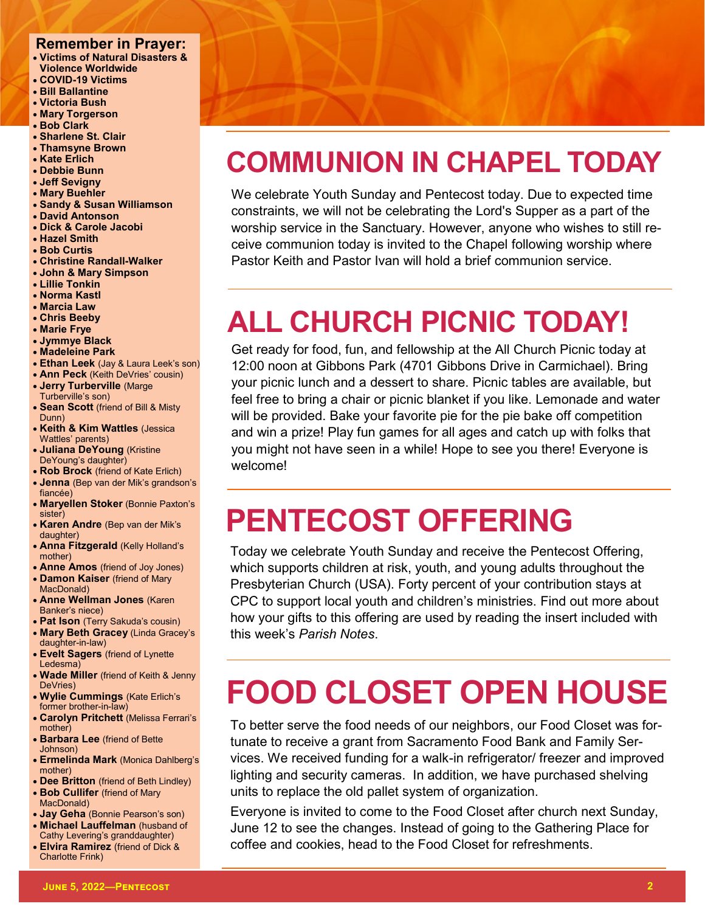## Remember in Prayer:

- **Victims of Natural Disasters & Violence Worldwide**
- **COVID-19 Victims**
- **Bill Ballantine**
- **Victoria Bush**
- **Mary Torgerson**
- **Bob Clark**
- **Sharlene St. Clair**
- **Thamsyne Brown**
- **Kate Erlich**
- **Debbie Bunn**
- **Jeff Sevigny**
- **Mary Buehler**
- **Sandy & Susan Williamson**
- **David Antonson**
- **Dick & Carole Jacobi**
- **Hazel Smith**
- **Bob Curtis**
- **Christine Randall-Walker**
- **John & Mary Simpson**
- **Lillie Tonkin**
- **Norma Kastl**
- **Marcia Law**
- **Chris Beeby**
- **Marie Frye**
- **Jymmye Black**
- **Madeleine Park**
- **Ethan Leek** (Jay & Laura Leek's son)
- **Ann Peck** (Keith DeVries' cousin)
- **Jerry Turberville** (Marge Turberville's son)
- **Sean Scott** (friend of Bill & Misty Dunn)
- **Keith & Kim Wattles** (Jessica Wattles' parents)
- **Juliana DeYoung** (Kristine DeYoung's daughter)
- **Rob Brock** (friend of Kate Erlich)
- **Jenna** (Bep van der Mik's grandson's fiancée)
- **Maryellen Stoker** (Bonnie Paxton's sister)
- **Karen Andre** (Bep van der Mik's daughter)
- **Anna Fitzgerald** (Kelly Holland's mother)
- **Anne Amos** (friend of Joy Jones)
- **Damon Kaiser** (friend of Mary MacDonald)
- **Anne Wellman Jones** (Karen Banker's niece)
- **Pat Ison** (Terry Sakuda's cousin)
- **Mary Beth Gracey** (Linda Gracey's daughter-in-law)
- **Evelt Sagers** (friend of Lynette Ledesma)
- **Wade Miller** (friend of Keith & Jenny DeVries)
- **Wylie Cummings** (Kate Erlich's former brother-in-law)
- **Carolyn Pritchett** (Melissa Ferrari's mother)
- **Barbara Lee** (friend of Bette Johnson)
- **Ermelinda Mark** (Monica Dahlberg's mother)
- **Dee Britton** (friend of Beth Lindley)
- **Bob Cullifer** (friend of Mary MacDonald)
- **Jay Geha** (Bonnie Pearson's son)
- **Michael Lauffelman** (husband of Cathy Levering's granddaughter)
- **Elvira Ramirez** (friend of Dick & Charlotte Frink)

# COMMUNION IN CHAPEL TODAY

We celebrate Youth Sunday and Pentecost today. Due to expected time constraints, we will not be celebrating the Lord's Supper as a part of the worship service in the Sanctuary. However, anyone who wishes to still receive communion today is invited to the Chapel following worship where Pastor Keith and Pastor Ivan will hold a brief communion service.

# ALL CHURCH PICNIC TODAY!

Get ready for food, fun, and fellowship at the All Church Picnic today at 12:00 noon at Gibbons Park (4701 Gibbons Drive in Carmichael). Bring your picnic lunch and a dessert to share. Picnic tables are available, but feel free to bring a chair or picnic blanket if you like. Lemonade and water will be provided. Bake your favorite pie for the pie bake off competition and win a prize! Play fun games for all ages and catch up with folks that you might not have seen in a while! Hope to see you there! Everyone is welcome!

# PENTECOST OFFERING

Today we celebrate Youth Sunday and receive the Pentecost Offering, which supports children at risk, youth, and young adults throughout the Presbyterian Church (USA). Forty percent of your contribution stays at CPC to support local youth and children's ministries. Find out more about how your gifts to this offering are used by reading the insert included with this week's *Parish Notes*.

# FOOD CLOSET OPEN HOUSE

To better serve the food needs of our neighbors, our Food Closet was fortunate to receive a grant from Sacramento Food Bank and Family Services. We received funding for a walk-in refrigerator/ freezer and improved lighting and security cameras. In addition, we have purchased shelving units to replace the old pallet system of organization.

Everyone is invited to come to the Food Closet after church next Sunday, June 12 to see the changes. Instead of going to the Gathering Place for coffee and cookies, head to the Food Closet for refreshments.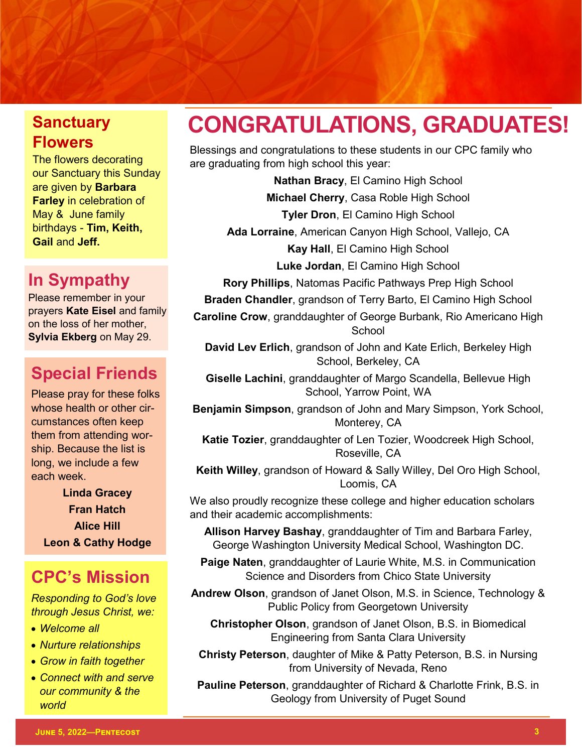## Sanctuary Flowers

The flowers decorating our Sanctuary this Sunday are given by **Barbara Farley** in celebration of May & June family birthdays - **Tim, Keith, Gail** and **Jeff.**

## In Sympathy

Please remember in your prayers **Kate Eisel** and family on the loss of her mother, **Sylvia Ekberg** on May 29.

## Special Friends

Please pray for these folks whose health or other circumstances often keep them from attending worship. Because the list is long, we include a few each week.

**Linda Gracey**
**Fran Hatch**
**Alice Hill**
**Leon & Cathy Hodge**

## CPC's Mission

*Responding to God's love through Jesus Christ, we:*

- *Welcome all*
- *Nurture relationships*
- *Grow in faith together*
- *Connect with and serve our community & the world*

# CONGRATULATIONS, GRADUATES!

Blessings and congratulations to these students in our CPC family who are graduating from high school this year:

**Nathan Bracy**, El Camino High School

**Michael Cherry**, Casa Roble High School

**Tyler Dron**, El Camino High School

**Ada Lorraine**, American Canyon High School, Vallejo, CA

**Kay Hall**, El Camino High School

**Luke Jordan**, El Camino High School

**Rory Phillips**, Natomas Pacific Pathways Prep High School

**Braden Chandler**, grandson of Terry Barto, El Camino High School

**Caroline Crow**, granddaughter of George Burbank, Rio Americano High School

**David Lev Erlich**, grandson of John and Kate Erlich, Berkeley High School, Berkeley, CA

**Giselle Lachini**, granddaughter of Margo Scandella, Bellevue High School, Yarrow Point, WA

**Benjamin Simpson**, grandson of John and Mary Simpson, York School, Monterey, CA

**Katie Tozier**, granddaughter of Len Tozier, Woodcreek High School, Roseville, CA

**Keith Willey**, grandson of Howard & Sally Willey, Del Oro High School, Loomis, CA

We also proudly recognize these college and higher education scholars and their academic accomplishments:

**Allison Harvey Bashay**, granddaughter of Tim and Barbara Farley, George Washington University Medical School, Washington DC.

**Paige Naten**, granddaughter of Laurie White, M.S. in Communication Science and Disorders from Chico State University

**Andrew Olson**, grandson of Janet Olson, M.S. in Science, Technology & Public Policy from Georgetown University

**Christopher Olson**, grandson of Janet Olson, B.S. in Biomedical Engineering from Santa Clara University

**Christy Peterson**, daughter of Mike & Patty Peterson, B.S. in Nursing from University of Nevada, Reno

**Pauline Peterson**, granddaughter of Richard & Charlotte Frink, B.S. in Geology from University of Puget Sound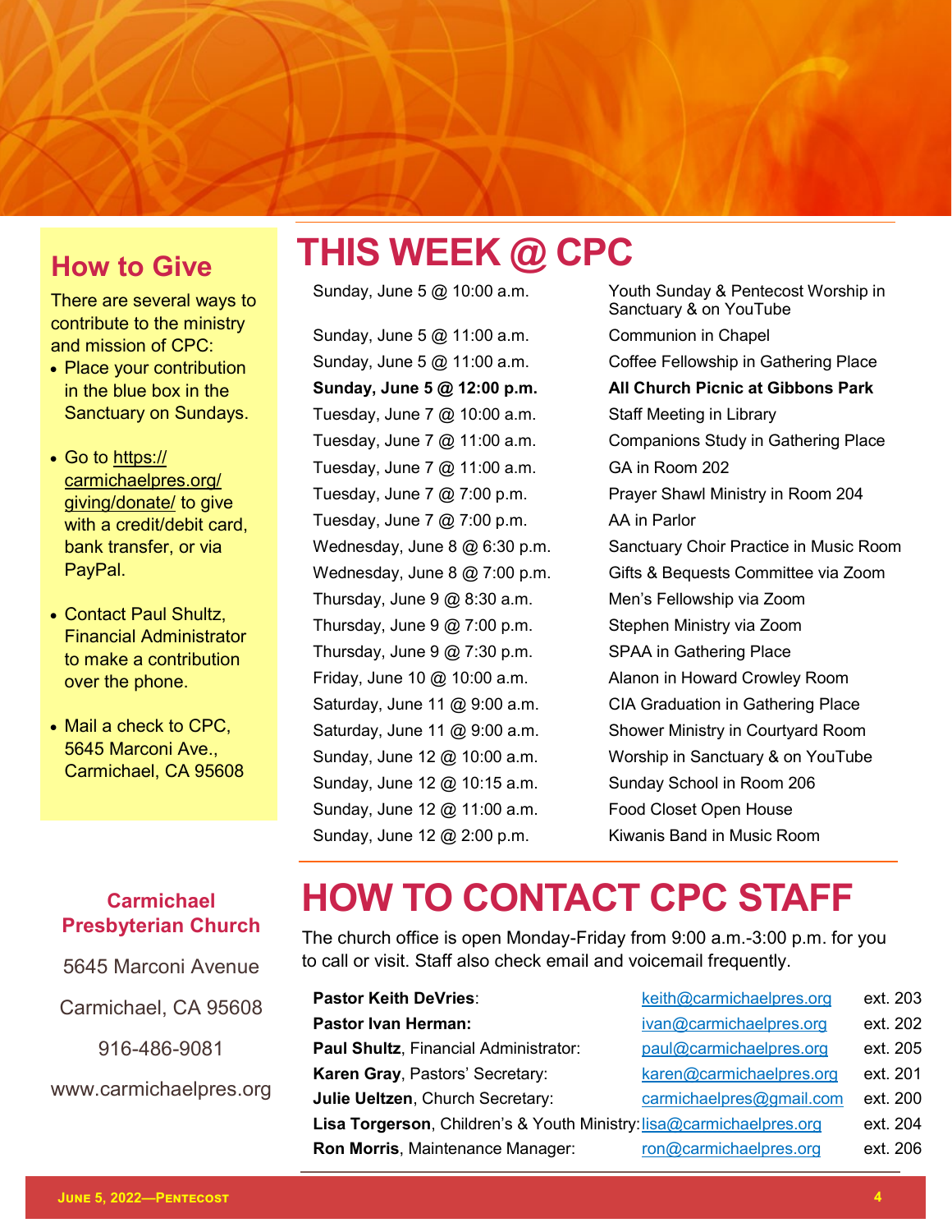## How to Give

There are several ways to contribute to the ministry and mission of CPC:

- Place your contribution in the blue box in the Sanctuary on Sundays.
- Go to https://carmichaelpres.org/giving/donate/ to give with a credit/debit card, bank transfer, or via PayPal.
- Contact Paul Shultz, Financial Administrator to make a contribution over the phone.
- Mail a check to CPC, 5645 Marconi Ave., Carmichael, CA 95608

# THIS WEEK @ CPC

| | |
|---|---|
| Sunday, June 5 @ 10:00 a.m. | Youth Sunday & Pentecost Worship in Sanctuary & on YouTube |
| Sunday, June 5 @ 11:00 a.m. | Communion in Chapel |
| Sunday, June 5 @ 11:00 a.m. | Coffee Fellowship in Gathering Place |
| **Sunday, June 5 @ 12:00 p.m.** | **All Church Picnic at Gibbons Park** |
| Tuesday, June 7 @ 10:00 a.m. | Staff Meeting in Library |
| Tuesday, June 7 @ 11:00 a.m. | Companions Study in Gathering Place |
| Tuesday, June 7 @ 11:00 a.m. | GA in Room 202 |
| Tuesday, June 7 @ 7:00 p.m. | Prayer Shawl Ministry in Room 204 |
| Tuesday, June 7 @ 7:00 p.m. | AA in Parlor |
| Wednesday, June 8 @ 6:30 p.m. | Sanctuary Choir Practice in Music Room |
| Wednesday, June 8 @ 7:00 p.m. | Gifts & Bequests Committee via Zoom |
| Thursday, June 9 @ 8:30 a.m. | Men's Fellowship via Zoom |
| Thursday, June 9 @ 7:00 p.m. | Stephen Ministry via Zoom |
| Thursday, June 9 @ 7:30 p.m. | SPAA in Gathering Place |
| Friday, June 10 @ 10:00 a.m. | Alanon in Howard Crowley Room |
| Saturday, June 11 @ 9:00 a.m. | CIA Graduation in Gathering Place |
| Saturday, June 11 @ 9:00 a.m. | Shower Ministry in Courtyard Room |
| Sunday, June 12 @ 10:00 a.m. | Worship in Sanctuary & on YouTube |
| Sunday, June 12 @ 10:15 a.m. | Sunday School in Room 206 |
| Sunday, June 12 @ 11:00 a.m. | Food Closet Open House |
| Sunday, June 12 @ 2:00 p.m. | Kiwanis Band in Music Room |

**Carmichael Presbyterian Church**

5645 Marconi Avenue

Carmichael, CA 95608

916-486-9081

www.carmichaelpres.org

# HOW TO CONTACT CPC STAFF

The church office is open Monday-Friday from 9:00 a.m.-3:00 p.m. for you to call or visit. Staff also check email and voicemail frequently.

| | | |
|---|---|---|
| **Pastor Keith DeVries**: | keith@carmichaelpres.org | ext. 203 |
| **Pastor Ivan Herman:** | ivan@carmichaelpres.org | ext. 202 |
| **Paul Shultz**, Financial Administrator: | paul@carmichaelpres.org | ext. 205 |
| **Karen Gray**, Pastors' Secretary: | karen@carmichaelpres.org | ext. 201 |
| **Julie Ueltzen**, Church Secretary: | carmichaelpres@gmail.com | ext. 200 |
| **Lisa Torgerson**, Children's & Youth Ministry: | lisa@carmichaelpres.org | ext. 204 |
| **Ron Morris**, Maintenance Manager: | ron@carmichaelpres.org | ext. 206 |